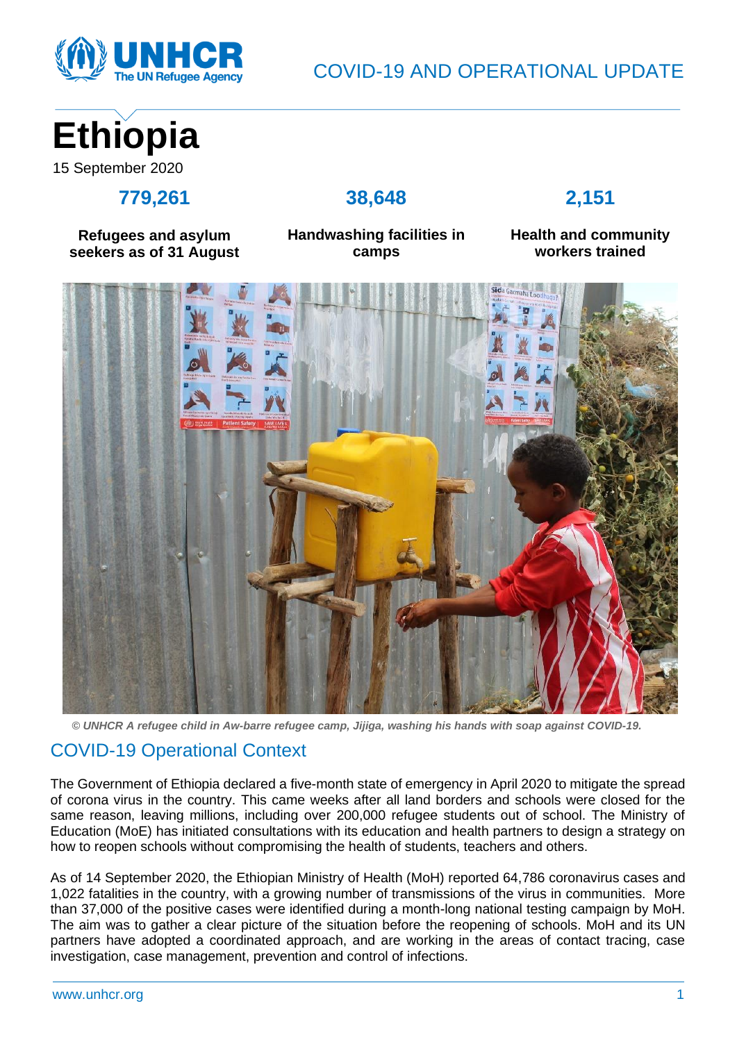COVID-19 AND OPERATIONAL UPDATE

# Ethiopia

15 September 2020

| 779,261 | 38,648 | 2,151 |
|---|---|---|
| **Refugees and asylum seekers as of 31 August** | **Handwashing facilities in camps** | **Health and community workers trained** |

*© UNHCR A refugee child in Aw-barre refugee camp, Jijiga, washing his hands with soap against COVID-19.*

## COVID-19 Operational Context

The Government of Ethiopia declared a five-month state of emergency in April 2020 to mitigate the spread of corona virus in the country. This came weeks after all land borders and schools were closed for the same reason, leaving millions, including over 200,000 refugee students out of school. The Ministry of Education (MoE) has initiated consultations with its education and health partners to design a strategy on how to reopen schools without compromising the health of students, teachers and others.

As of 14 September 2020, the Ethiopian Ministry of Health (MoH) reported 64,786 coronavirus cases and 1,022 fatalities in the country, with a growing number of transmissions of the virus in communities. More than 37,000 of the positive cases were identified during a month-long national testing campaign by MoH. The aim was to gather a clear picture of the situation before the reopening of schools. MoH and its UN partners have adopted a coordinated approach, and are working in the areas of contact tracing, case investigation, case management, prevention and control of infections.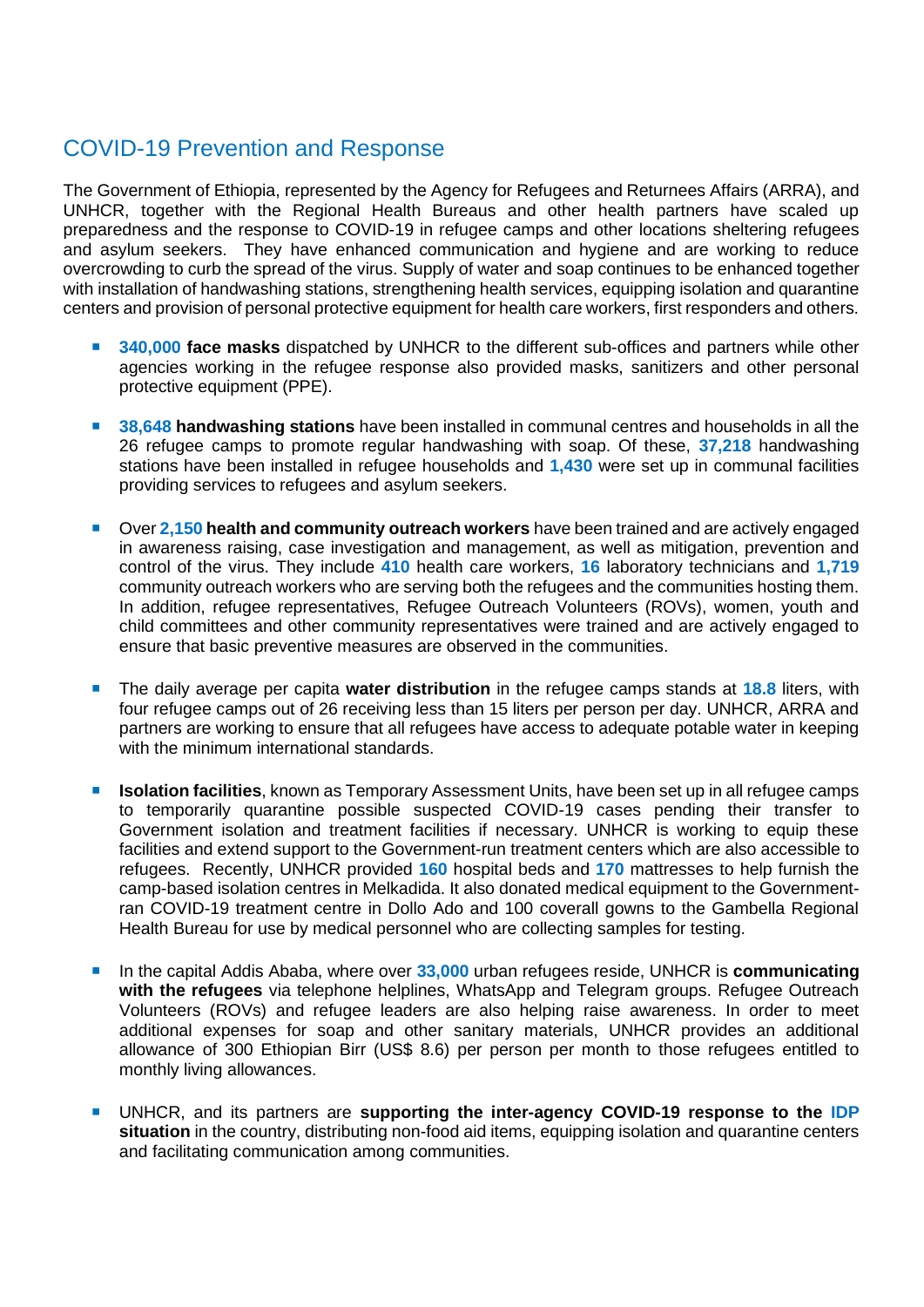## COVID-19 Prevention and Response

The Government of Ethiopia, represented by the Agency for Refugees and Returnees Affairs (ARRA), and UNHCR, together with the Regional Health Bureaus and other health partners have scaled up preparedness and the response to COVID-19 in refugee camps and other locations sheltering refugees and asylum seekers. They have enhanced communication and hygiene and are working to reduce overcrowding to curb the spread of the virus. Supply of water and soap continues to be enhanced together with installation of handwashing stations, strengthening health services, equipping isolation and quarantine centers and provision of personal protective equipment for health care workers, first responders and others.

- **340,000 face masks** dispatched by UNHCR to the different sub-offices and partners while other agencies working in the refugee response also provided masks, sanitizers and other personal protective equipment (PPE).

- **38,648 handwashing stations** have been installed in communal centres and households in all the 26 refugee camps to promote regular handwashing with soap. Of these, **37,218** handwashing stations have been installed in refugee households and **1,430** were set up in communal facilities providing services to refugees and asylum seekers.

- Over **2,150 health and community outreach workers** have been trained and are actively engaged in awareness raising, case investigation and management, as well as mitigation, prevention and control of the virus. They include **410** health care workers, **16** laboratory technicians and **1,719** community outreach workers who are serving both the refugees and the communities hosting them. In addition, refugee representatives, Refugee Outreach Volunteers (ROVs), women, youth and child committees and other community representatives were trained and are actively engaged to ensure that basic preventive measures are observed in the communities.

- The daily average per capita **water distribution** in the refugee camps stands at **18.8** liters, with four refugee camps out of 26 receiving less than 15 liters per person per day. UNHCR, ARRA and partners are working to ensure that all refugees have access to adequate potable water in keeping with the minimum international standards.

- **Isolation facilities**, known as Temporary Assessment Units, have been set up in all refugee camps to temporarily quarantine possible suspected COVID-19 cases pending their transfer to Government isolation and treatment facilities if necessary. UNHCR is working to equip these facilities and extend support to the Government-run treatment centers which are also accessible to refugees. Recently, UNHCR provided **160** hospital beds and **170** mattresses to help furnish the camp-based isolation centres in Melkadida. It also donated medical equipment to the Government-ran COVID-19 treatment centre in Dollo Ado and 100 coverall gowns to the Gambella Regional Health Bureau for use by medical personnel who are collecting samples for testing.

- In the capital Addis Ababa, where over **33,000** urban refugees reside, UNHCR is **communicating with the refugees** via telephone helplines, WhatsApp and Telegram groups. Refugee Outreach Volunteers (ROVs) and refugee leaders are also helping raise awareness. In order to meet additional expenses for soap and other sanitary materials, UNHCR provides an additional allowance of 300 Ethiopian Birr (US$ 8.6) per person per month to those refugees entitled to monthly living allowances.

- UNHCR, and its partners are **supporting the inter-agency COVID-19 response to the IDP situation** in the country, distributing non-food aid items, equipping isolation and quarantine centers and facilitating communication among communities.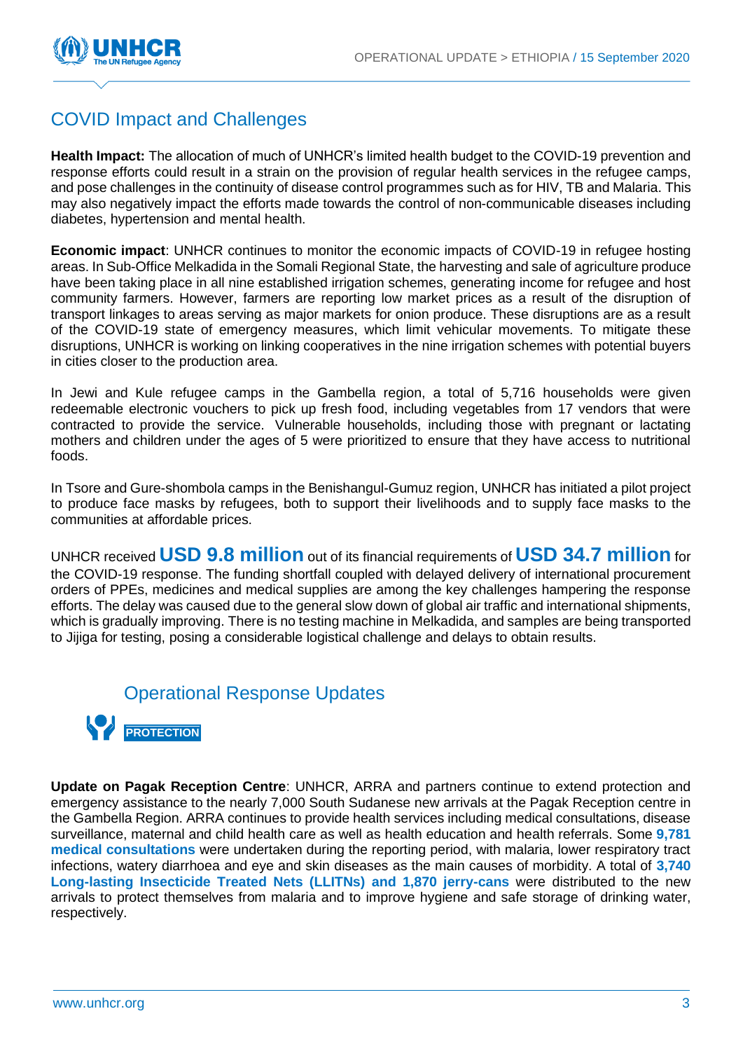## COVID Impact and Challenges

**Health Impact:** The allocation of much of UNHCR's limited health budget to the COVID-19 prevention and response efforts could result in a strain on the provision of regular health services in the refugee camps, and pose challenges in the continuity of disease control programmes such as for HIV, TB and Malaria. This may also negatively impact the efforts made towards the control of non-communicable diseases including diabetes, hypertension and mental health.

**Economic impact**: UNHCR continues to monitor the economic impacts of COVID-19 in refugee hosting areas. In Sub-Office Melkadida in the Somali Regional State, the harvesting and sale of agriculture produce have been taking place in all nine established irrigation schemes, generating income for refugee and host community farmers. However, farmers are reporting low market prices as a result of the disruption of transport linkages to areas serving as major markets for onion produce. These disruptions are as a result of the COVID-19 state of emergency measures, which limit vehicular movements. To mitigate these disruptions, UNHCR is working on linking cooperatives in the nine irrigation schemes with potential buyers in cities closer to the production area.

In Jewi and Kule refugee camps in the Gambella region, a total of 5,716 households were given redeemable electronic vouchers to pick up fresh food, including vegetables from 17 vendors that were contracted to provide the service. Vulnerable households, including those with pregnant or lactating mothers and children under the ages of 5 were prioritized to ensure that they have access to nutritional foods.

In Tsore and Gure-shombola camps in the Benishangul-Gumuz region, UNHCR has initiated a pilot project to produce face masks by refugees, both to support their livelihoods and to supply face masks to the communities at affordable prices.

UNHCR received **USD 9.8 million** out of its financial requirements of **USD 34.7 million** for the COVID-19 response. The funding shortfall coupled with delayed delivery of international procurement orders of PPEs, medicines and medical supplies are among the key challenges hampering the response efforts. The delay was caused due to the general slow down of global air traffic and international shipments, which is gradually improving. There is no testing machine in Melkadida, and samples are being transported to Jijiga for testing, posing a considerable logistical challenge and delays to obtain results.

## Operational Response Updates

### PROTECTION

**Update on Pagak Reception Centre**: UNHCR, ARRA and partners continue to extend protection and emergency assistance to the nearly 7,000 South Sudanese new arrivals at the Pagak Reception centre in the Gambella Region. ARRA continues to provide health services including medical consultations, disease surveillance, maternal and child health care as well as health education and health referrals. Some **9,781 medical consultations** were undertaken during the reporting period, with malaria, lower respiratory tract infections, watery diarrhoea and eye and skin diseases as the main causes of morbidity. A total of **3,740 Long-lasting Insecticide Treated Nets (LLITNs) and 1,870 jerry-cans** were distributed to the new arrivals to protect themselves from malaria and to improve hygiene and safe storage of drinking water, respectively.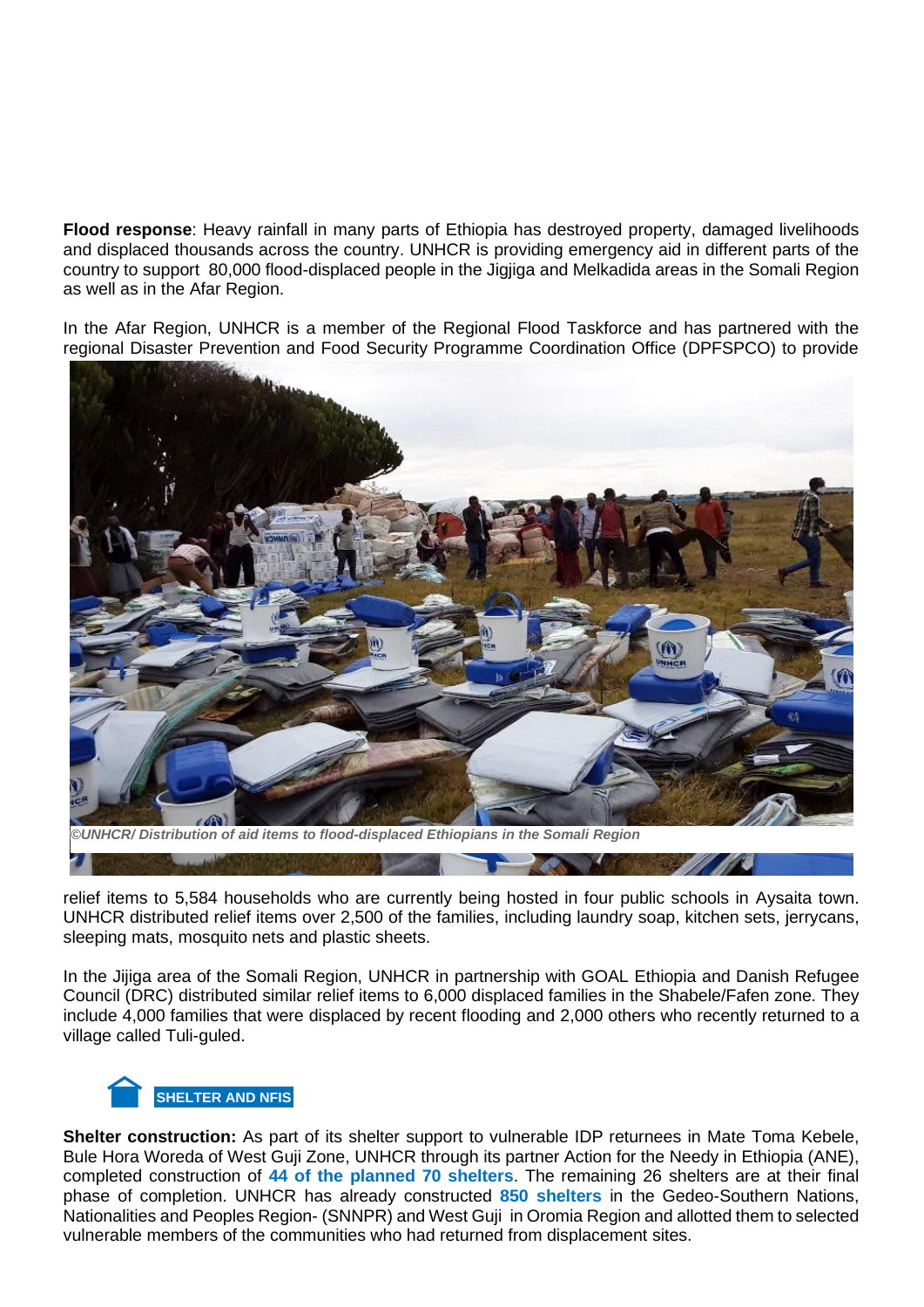**Flood response**: Heavy rainfall in many parts of Ethiopia has destroyed property, damaged livelihoods and displaced thousands across the country. UNHCR is providing emergency aid in different parts of the country to support 80,000 flood-displaced people in the Jigjiga and Melkadida areas in the Somali Region as well as in the Afar Region.

In the Afar Region, UNHCR is a member of the Regional Flood Taskforce and has partnered with the regional Disaster Prevention and Food Security Programme Coordination Office (DPFSPCO) to provide relief items to 5,584 households who are currently being hosted in four public schools in Aysaita town. UNHCR distributed relief items over 2,500 of the families, including laundry soap, kitchen sets, jerrycans, sleeping mats, mosquito nets and plastic sheets.

*©UNHCR/ Distribution of aid items to flood-displaced Ethiopians in the Somali Region*

In the Jijiga area of the Somali Region, UNHCR in partnership with GOAL Ethiopia and Danish Refugee Council (DRC) distributed similar relief items to 6,000 displaced families in the Shabele/Fafen zone. They include 4,000 families that were displaced by recent flooding and 2,000 others who recently returned to a village called Tuli-guled.

## SHELTER AND NFIS

**Shelter construction:** As part of its shelter support to vulnerable IDP returnees in Mate Toma Kebele, Bule Hora Woreda of West Guji Zone, UNHCR through its partner Action for the Needy in Ethiopia (ANE), completed construction of **44 of the planned 70 shelters**. The remaining 26 shelters are at their final phase of completion. UNHCR has already constructed **850 shelters** in the Gedeo-Southern Nations, Nationalities and Peoples Region- (SNNPR) and West Guji in Oromia Region and allotted them to selected vulnerable members of the communities who had returned from displacement sites.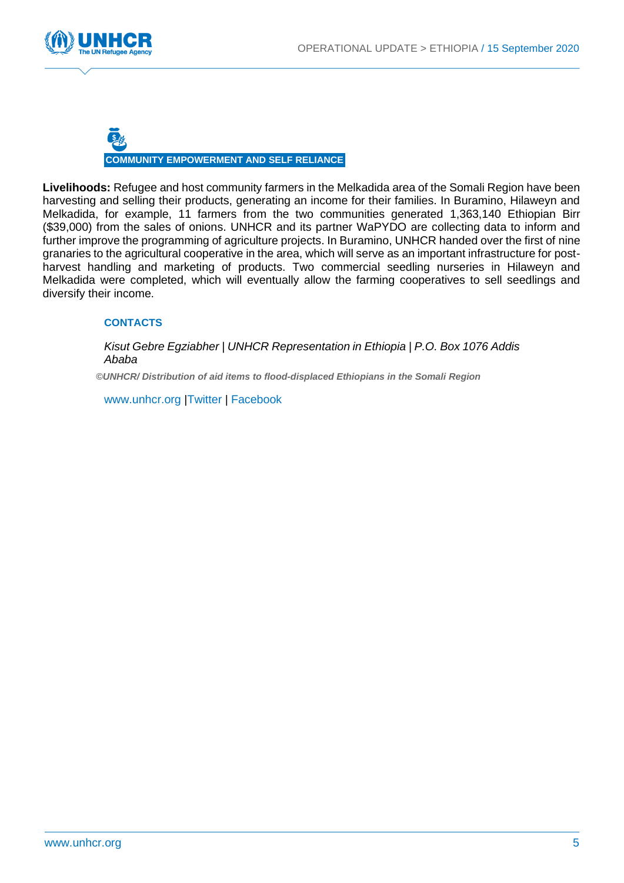## COMMUNITY EMPOWERMENT AND SELF RELIANCE

**Livelihoods:** Refugee and host community farmers in the Melkadida area of the Somali Region have been harvesting and selling their products, generating an income for their families. In Buramino, Hilaweyn and Melkadida, for example, 11 farmers from the two communities generated 1,363,140 Ethiopian Birr ($39,000) from the sales of onions. UNHCR and its partner WaPYDO are collecting data to inform and further improve the programming of agriculture projects. In Buramino, UNHCR handed over the first of nine granaries to the agricultural cooperative in the area, which will serve as an important infrastructure for post-harvest handling and marketing of products. Two commercial seedling nurseries in Hilaweyn and Melkadida were completed, which will eventually allow the farming cooperatives to sell seedlings and diversify their income.

### CONTACTS

*Kisut Gebre Egziabher | UNHCR Representation in Ethiopia | P.O. Box 1076 Addis Ababa*

***©UNHCR/ Distribution of aid items to flood-displaced Ethiopians in the Somali Region***

www.unhcr.org |Twitter | Facebook